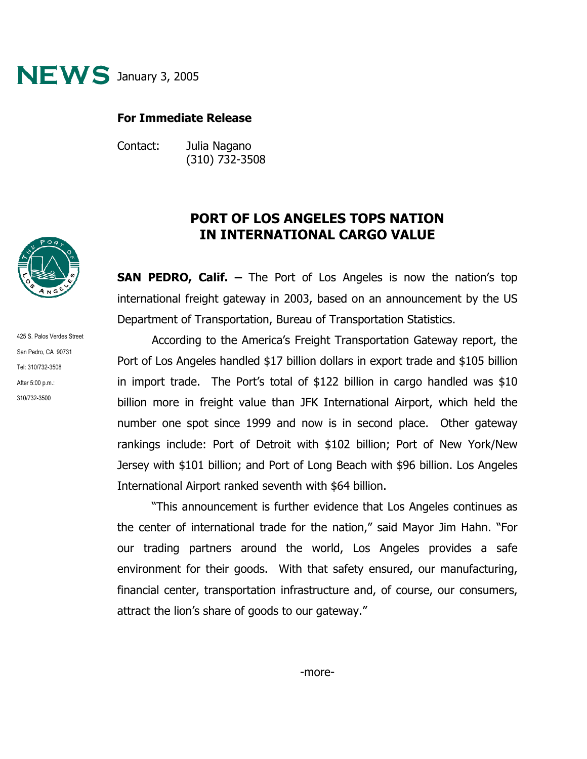**NEWS** January 3, 2005

**For Immediate Release**

Contact: Julia Nagano
(310) 732-3508

425 S. Palos Verdes Street
San Pedro, CA 90731
Tel: 310/732-3508
After 5:00 p.m.:
310/732-3500

# PORT OF LOS ANGELES TOPS NATION IN INTERNATIONAL CARGO VALUE

**SAN PEDRO, Calif. –** The Port of Los Angeles is now the nation's top international freight gateway in 2003, based on an announcement by the US Department of Transportation, Bureau of Transportation Statistics.

According to the America's Freight Transportation Gateway report, the Port of Los Angeles handled $17 billion dollars in export trade and $105 billion in import trade. The Port's total of $122 billion in cargo handled was $10 billion more in freight value than JFK International Airport, which held the number one spot since 1999 and now is in second place. Other gateway rankings include: Port of Detroit with $102 billion; Port of New York/New Jersey with $101 billion; and Port of Long Beach with $96 billion. Los Angeles International Airport ranked seventh with $64 billion.

"This announcement is further evidence that Los Angeles continues as the center of international trade for the nation," said Mayor Jim Hahn. "For our trading partners around the world, Los Angeles provides a safe environment for their goods. With that safety ensured, our manufacturing, financial center, transportation infrastructure and, of course, our consumers, attract the lion's share of goods to our gateway."

-more-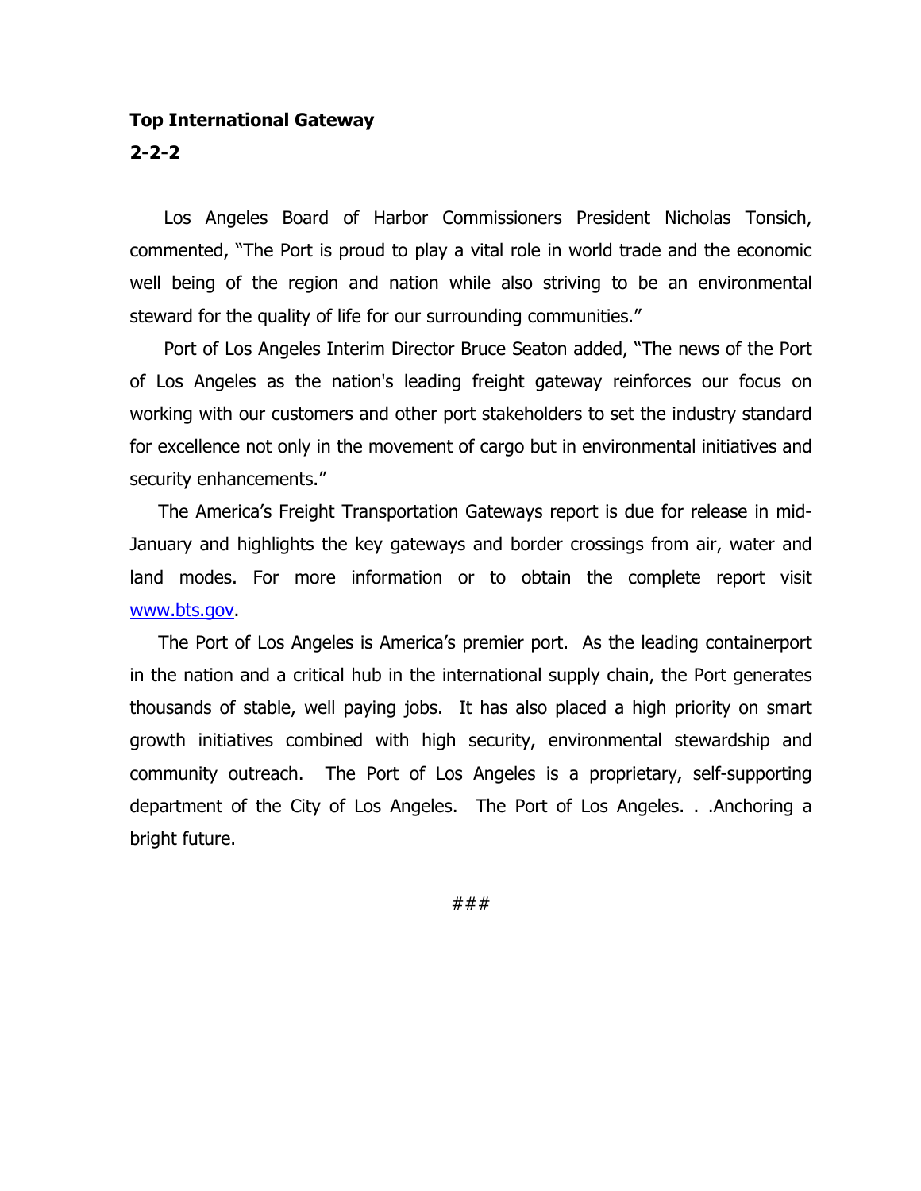**Top International Gateway**
**2-2-2**

Los Angeles Board of Harbor Commissioners President Nicholas Tonsich, commented, "The Port is proud to play a vital role in world trade and the economic well being of the region and nation while also striving to be an environmental steward for the quality of life for our surrounding communities."

Port of Los Angeles Interim Director Bruce Seaton added, "The news of the Port of Los Angeles as the nation's leading freight gateway reinforces our focus on working with our customers and other port stakeholders to set the industry standard for excellence not only in the movement of cargo but in environmental initiatives and security enhancements."

The America's Freight Transportation Gateways report is due for release in mid-January and highlights the key gateways and border crossings from air, water and land modes. For more information or to obtain the complete report visit www.bts.gov.

The Port of Los Angeles is America's premier port. As the leading containerport in the nation and a critical hub in the international supply chain, the Port generates thousands of stable, well paying jobs. It has also placed a high priority on smart growth initiatives combined with high security, environmental stewardship and community outreach. The Port of Los Angeles is a proprietary, self-supporting department of the City of Los Angeles. The Port of Los Angeles. . .Anchoring a bright future.

###